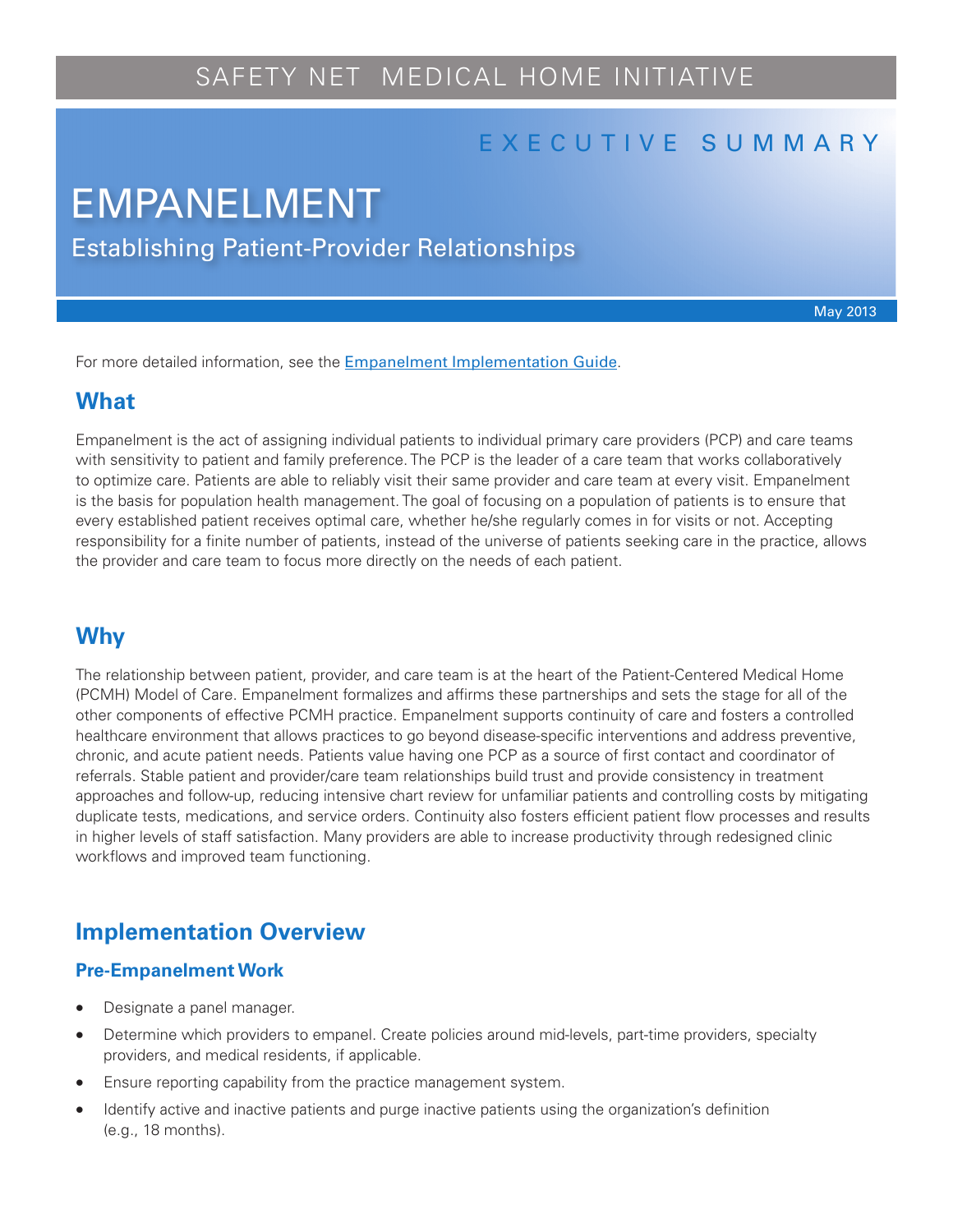SAFETY NET MEDICAL HOME INITIATIVE

EXECUTIVE SUMMARY

# EMPANELMENT

Establishing Patient-Provider Relationships

May 2013

For more detailed information, see the [Empanelment Implementation Guide](#).

## What

Empanelment is the act of assigning individual patients to individual primary care providers (PCP) and care teams with sensitivity to patient and family preference. The PCP is the leader of a care team that works collaboratively to optimize care. Patients are able to reliably visit their same provider and care team at every visit. Empanelment is the basis for population health management. The goal of focusing on a population of patients is to ensure that every established patient receives optimal care, whether he/she regularly comes in for visits or not. Accepting responsibility for a finite number of patients, instead of the universe of patients seeking care in the practice, allows the provider and care team to focus more directly on the needs of each patient.

## Why

The relationship between patient, provider, and care team is at the heart of the Patient-Centered Medical Home (PCMH) Model of Care. Empanelment formalizes and affirms these partnerships and sets the stage for all of the other components of effective PCMH practice. Empanelment supports continuity of care and fosters a controlled healthcare environment that allows practices to go beyond disease-specific interventions and address preventive, chronic, and acute patient needs. Patients value having one PCP as a source of first contact and coordinator of referrals. Stable patient and provider/care team relationships build trust and provide consistency in treatment approaches and follow-up, reducing intensive chart review for unfamiliar patients and controlling costs by mitigating duplicate tests, medications, and service orders. Continuity also fosters efficient patient flow processes and results in higher levels of staff satisfaction. Many providers are able to increase productivity through redesigned clinic workflows and improved team functioning.

## Implementation Overview

### Pre-Empanelment Work

- Designate a panel manager.
- Determine which providers to empanel. Create policies around mid-levels, part-time providers, specialty providers, and medical residents, if applicable.
- Ensure reporting capability from the practice management system.
- Identify active and inactive patients and purge inactive patients using the organization's definition (e.g., 18 months).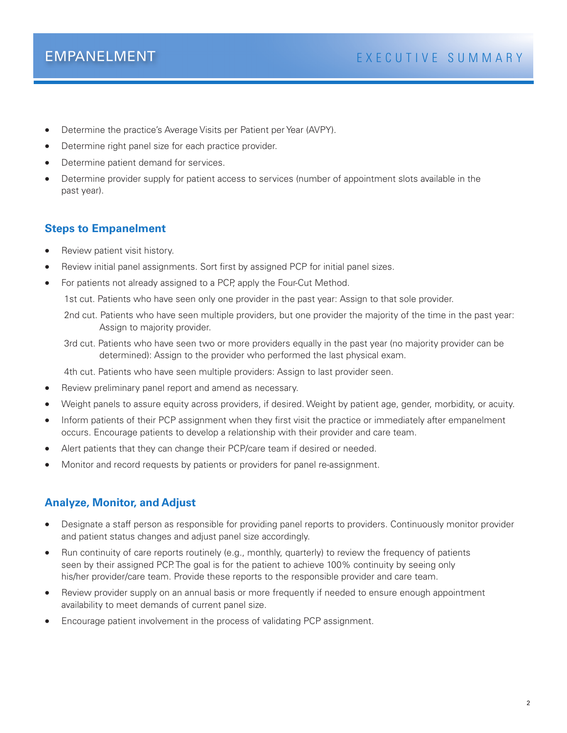- Determine the practice's Average Visits per Patient per Year (AVPY).
- Determine right panel size for each practice provider.
- Determine patient demand for services.
- Determine provider supply for patient access to services (number of appointment slots available in the past year).

## Steps to Empanelment

- Review patient visit history.
- Review initial panel assignments. Sort first by assigned PCP for initial panel sizes.
- For patients not already assigned to a PCP, apply the Four-Cut Method.

  1st cut. Patients who have seen only one provider in the past year: Assign to that sole provider.

  2nd cut. Patients who have seen multiple providers, but one provider the majority of the time in the past year: Assign to majority provider.

  3rd cut. Patients who have seen two or more providers equally in the past year (no majority provider can be determined): Assign to the provider who performed the last physical exam.

  4th cut. Patients who have seen multiple providers: Assign to last provider seen.
- Review preliminary panel report and amend as necessary.
- Weight panels to assure equity across providers, if desired. Weight by patient age, gender, morbidity, or acuity.
- Inform patients of their PCP assignment when they first visit the practice or immediately after empanelment occurs. Encourage patients to develop a relationship with their provider and care team.
- Alert patients that they can change their PCP/care team if desired or needed.
- Monitor and record requests by patients or providers for panel re-assignment.

## Analyze, Monitor, and Adjust

- Designate a staff person as responsible for providing panel reports to providers. Continuously monitor provider and patient status changes and adjust panel size accordingly.
- Run continuity of care reports routinely (e.g., monthly, quarterly) to review the frequency of patients seen by their assigned PCP. The goal is for the patient to achieve 100% continuity by seeing only his/her provider/care team. Provide these reports to the responsible provider and care team.
- Review provider supply on an annual basis or more frequently if needed to ensure enough appointment availability to meet demands of current panel size.
- Encourage patient involvement in the process of validating PCP assignment.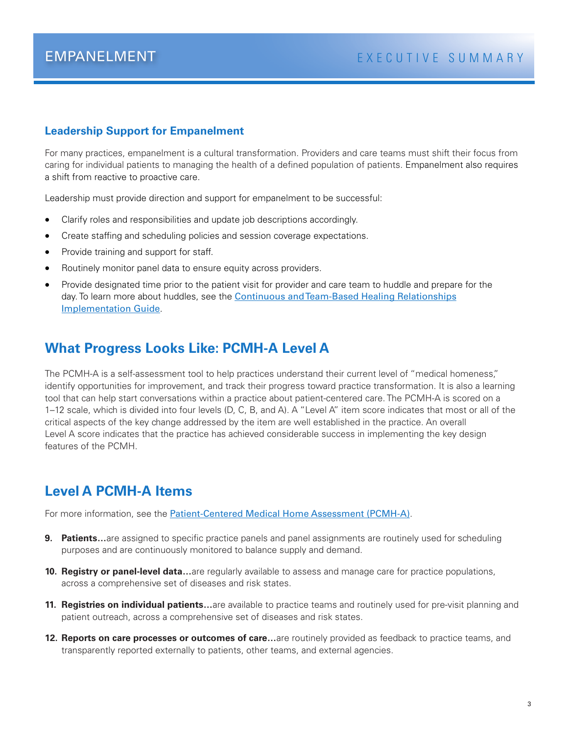## Leadership Support for Empanelment

For many practices, empanelment is a cultural transformation. Providers and care teams must shift their focus from caring for individual patients to managing the health of a defined population of patients. Empanelment also requires a shift from reactive to proactive care.

Leadership must provide direction and support for empanelment to be successful:

- Clarify roles and responsibilities and update job descriptions accordingly.
- Create staffing and scheduling policies and session coverage expectations.
- Provide training and support for staff.
- Routinely monitor panel data to ensure equity across providers.
- Provide designated time prior to the patient visit for provider and care team to huddle and prepare for the day. To learn more about huddles, see the Continuous and Team-Based Healing Relationships Implementation Guide.

## What Progress Looks Like: PCMH-A Level A

The PCMH-A is a self-assessment tool to help practices understand their current level of "medical homeness," identify opportunities for improvement, and track their progress toward practice transformation. It is also a learning tool that can help start conversations within a practice about patient-centered care. The PCMH-A is scored on a 1–12 scale, which is divided into four levels (D, C, B, and A). A "Level A" item score indicates that most or all of the critical aspects of the key change addressed by the item are well established in the practice. An overall Level A score indicates that the practice has achieved considerable success in implementing the key design features of the PCMH.

## Level A PCMH-A Items

For more information, see the Patient-Centered Medical Home Assessment (PCMH-A).

9. **Patients…**are assigned to specific practice panels and panel assignments are routinely used for scheduling purposes and are continuously monitored to balance supply and demand.
10. **Registry or panel-level data…**are regularly available to assess and manage care for practice populations, across a comprehensive set of diseases and risk states.
11. **Registries on individual patients…**are available to practice teams and routinely used for pre-visit planning and patient outreach, across a comprehensive set of diseases and risk states.
12. **Reports on care processes or outcomes of care…**are routinely provided as feedback to practice teams, and transparently reported externally to patients, other teams, and external agencies.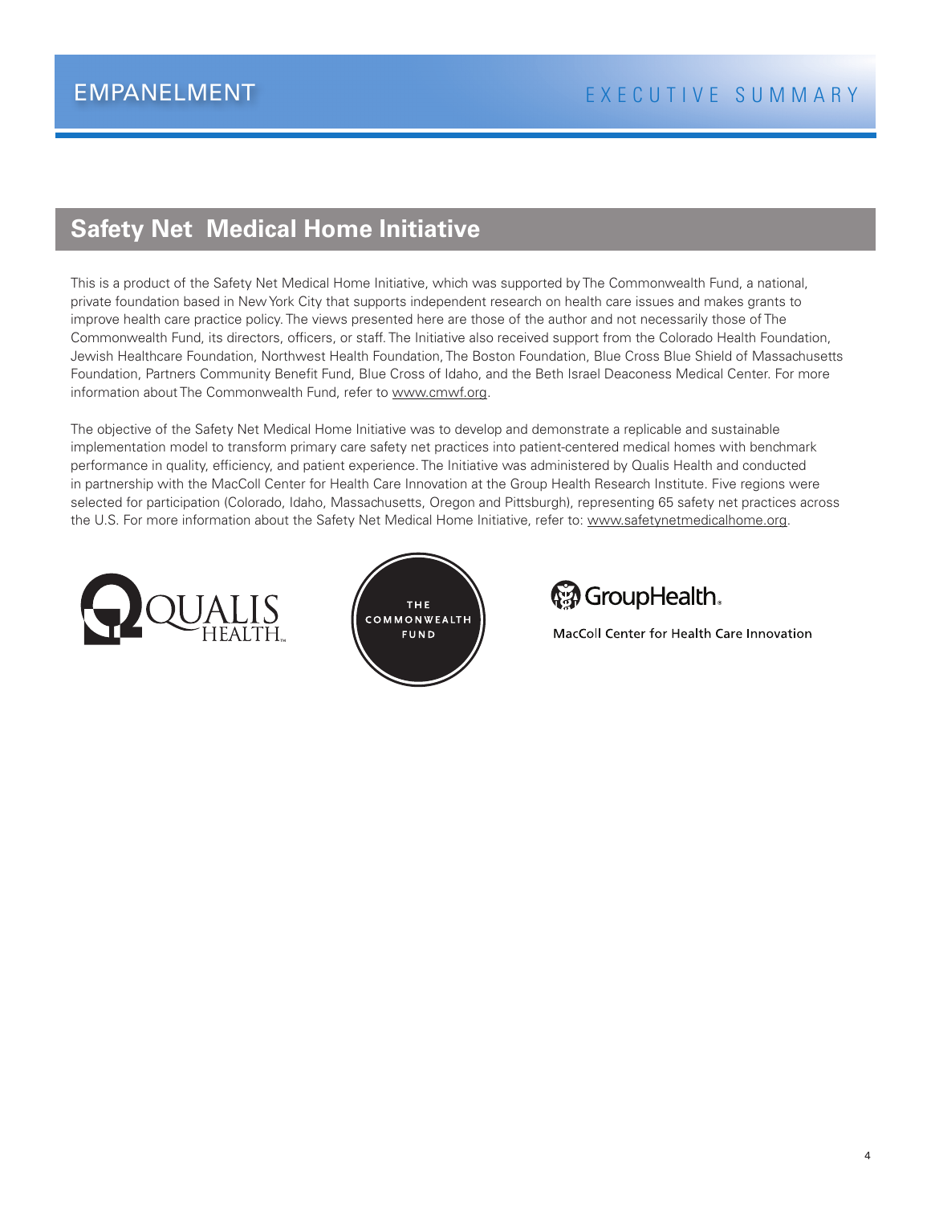## Safety Net Medical Home Initiative

This is a product of the Safety Net Medical Home Initiative, which was supported by The Commonwealth Fund, a national, private foundation based in New York City that supports independent research on health care issues and makes grants to improve health care practice policy. The views presented here are those of the author and not necessarily those of The Commonwealth Fund, its directors, officers, or staff. The Initiative also received support from the Colorado Health Foundation, Jewish Healthcare Foundation, Northwest Health Foundation, The Boston Foundation, Blue Cross Blue Shield of Massachusetts Foundation, Partners Community Benefit Fund, Blue Cross of Idaho, and the Beth Israel Deaconess Medical Center. For more information about The Commonwealth Fund, refer to www.cmwf.org.

The objective of the Safety Net Medical Home Initiative was to develop and demonstrate a replicable and sustainable implementation model to transform primary care safety net practices into patient-centered medical homes with benchmark performance in quality, efficiency, and patient experience. The Initiative was administered by Qualis Health and conducted in partnership with the MacColl Center for Health Care Innovation at the Group Health Research Institute. Five regions were selected for participation (Colorado, Idaho, Massachusetts, Oregon and Pittsburgh), representing 65 safety net practices across the U.S. For more information about the Safety Net Medical Home Initiative, refer to: www.safetynetmedicalhome.org.

QUALIS HEALTH

THE COMMONWEALTH FUND

GroupHealth.

MacColl Center for Health Care Innovation